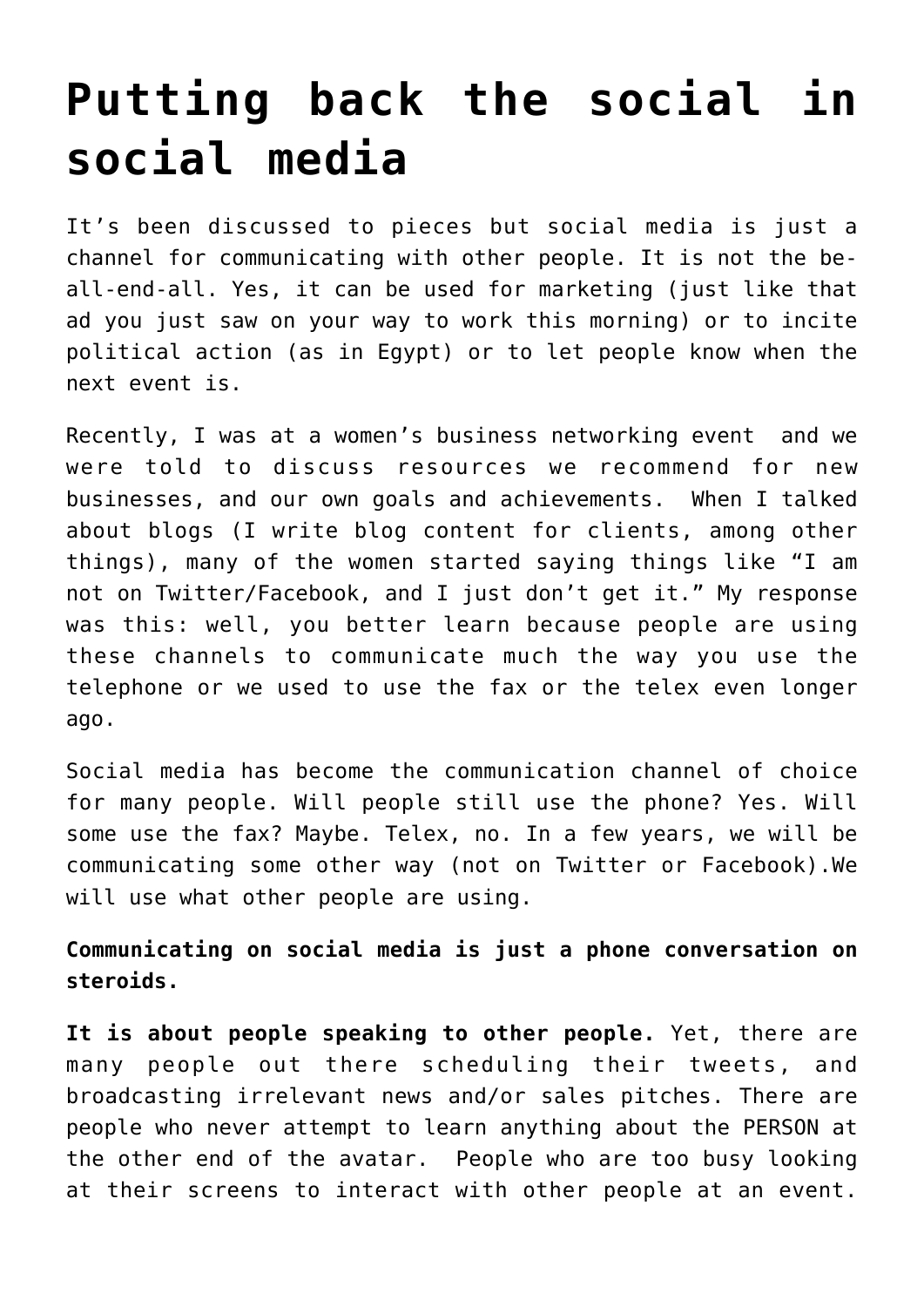# Putting back the social in social media

It's been discussed to pieces but social media is just a channel for communicating with other people. It is not the be-all-end-all. Yes, it can be used for marketing (just like that ad you just saw on your way to work this morning) or to incite political action (as in Egypt) or to let people know when the next event is.

Recently, I was at a women's business networking event and we were told to discuss resources we recommend for new businesses, and our own goals and achievements. When I talked about blogs (I write blog content for clients, among other things), many of the women started saying things like "I am not on Twitter/Facebook, and I just don't get it." My response was this: well, you better learn because people are using these channels to communicate much the way you use the telephone or we used to use the fax or the telex even longer ago.

Social media has become the communication channel of choice for many people. Will people still use the phone? Yes. Will some use the fax? Maybe. Telex, no. In a few years, we will be communicating some other way (not on Twitter or Facebook).We will use what other people are using.

**Communicating on social media is just a phone conversation on steroids.**

**It is about people speaking to other people.** Yet, there are many people out there scheduling their tweets, and broadcasting irrelevant news and/or sales pitches. There are people who never attempt to learn anything about the PERSON at the other end of the avatar. People who are too busy looking at their screens to interact with other people at an event.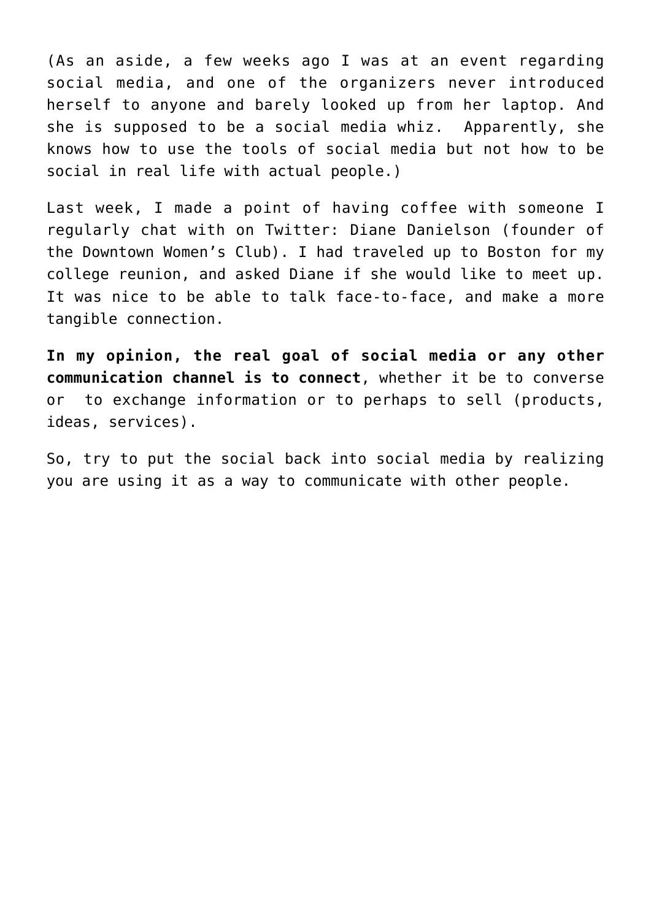(As an aside, a few weeks ago I was at an event regarding social media, and one of the organizers never introduced herself to anyone and barely looked up from her laptop. And she is supposed to be a social media whiz.  Apparently, she knows how to use the tools of social media but not how to be social in real life with actual people.)

Last week, I made a point of having coffee with someone I regularly chat with on Twitter: Diane Danielson (founder of the Downtown Women's Club). I had traveled up to Boston for my college reunion, and asked Diane if she would like to meet up. It was nice to be able to talk face-to-face, and make a more tangible connection.

**In my opinion, the real goal of social media or any other communication channel is to connect**, whether it be to converse or  to exchange information or to perhaps to sell (products, ideas, services).

So, try to put the social back into social media by realizing you are using it as a way to communicate with other people.